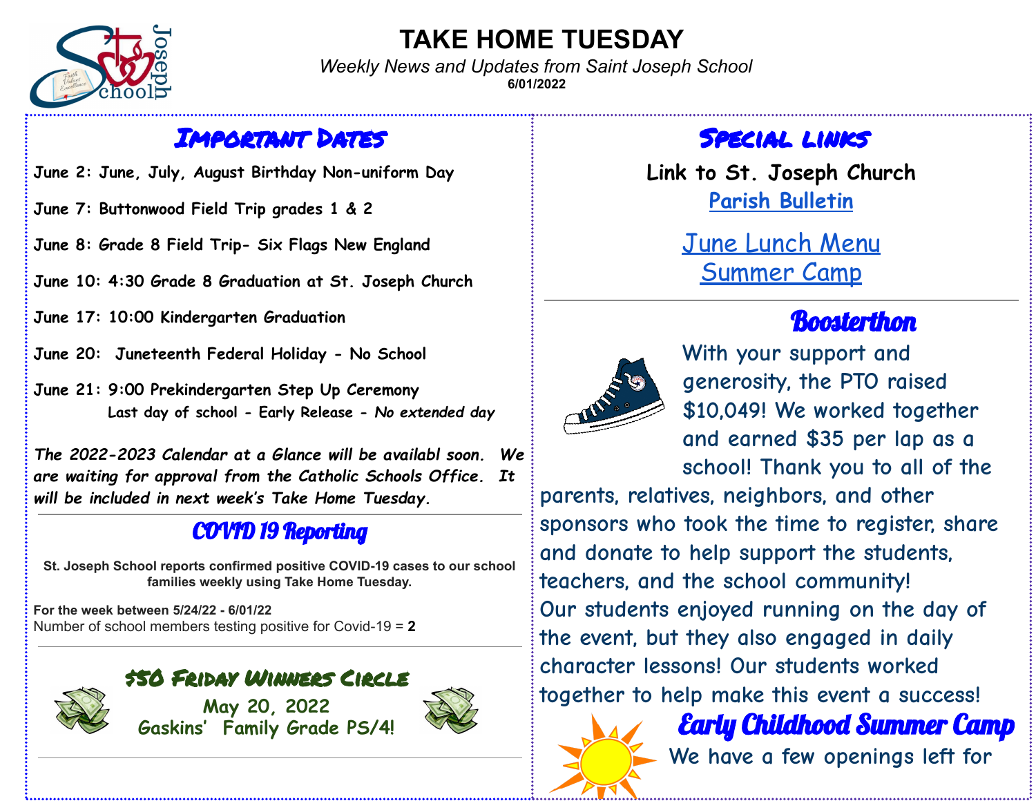# TAKE HOME TUESDAY

*Weekly News and Updates from Saint Joseph School*

**6/01/2022**

## Important Dates

June 2: June, July, August Birthday Non-uniform Day

June 7: Buttonwood Field Trip grades 1 & 2

June 8: Grade 8 Field Trip- Six Flags New England

June 10: 4:30 Grade 8 Graduation at St. Joseph Church

June 17: 10:00 Kindergarten Graduation

June 20: Juneteenth Federal Holiday - No School

June 21: 9:00 Prekindergarten Step Up Ceremony
Last day of school - Early Release - *No extended day*

*The 2022-2023 Calendar at a Glance will be availabl soon. We are waiting for approval from the Catholic Schools Office. It will be included in next week's Take Home Tuesday.*

## COVID 19 Reporting

**St. Joseph School reports confirmed positive COVID-19 cases to our school families weekly using Take Home Tuesday.**

**For the week between 5/24/22 - 6/01/22**
Number of school members testing positive for Covid-19 = **2**

## $50 Friday Winners Circle

May 20, 2022
Gaskins' Family Grade PS/4!

## Special Links

**Link to St. Joseph Church**
[Parish Bulletin]

[June Lunch Menu]
[Summer Camp]

## Boosterthon

With your support and generosity, the PTO raised $10,049! We worked together and earned $35 per lap as a school! Thank you to all of the parents, relatives, neighbors, and other sponsors who took the time to register, share and donate to help support the students, teachers, and the school community!
Our students enjoyed running on the day of the event, but they also engaged in daily character lessons! Our students worked together to help make this event a success!

## Early Childhood Summer Camp

We have a few openings left for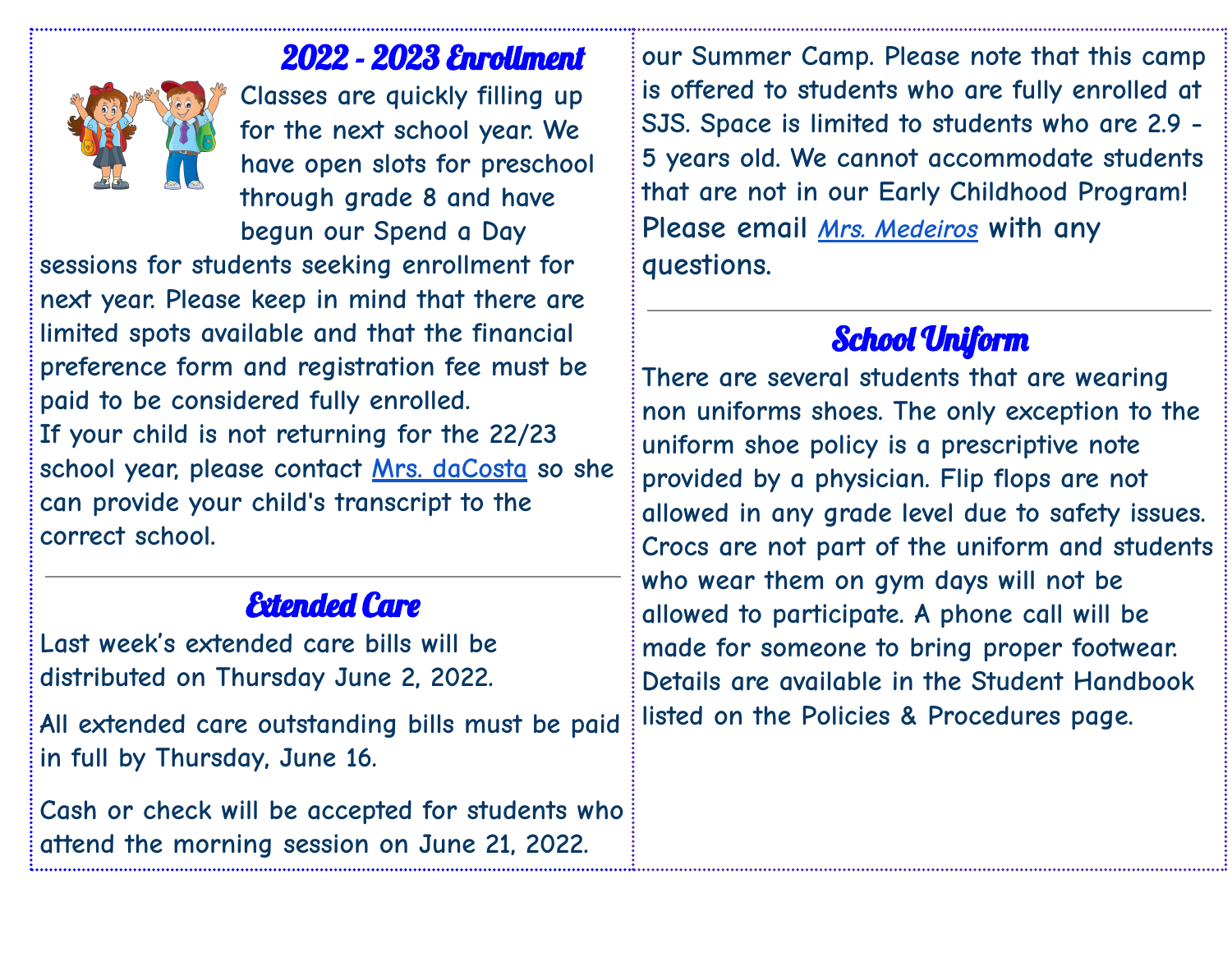## 2022 - 2023 Enrollment

Classes are quickly filling up for the next school year. We have open slots for preschool through grade 8 and have begun our Spend a Day sessions for students seeking enrollment for next year. Please keep in mind that there are limited spots available and that the financial preference form and registration fee must be paid to be considered fully enrolled.

If your child is not returning for the 22/23 school year, please contact Mrs. daCosta so she can provide your child's transcript to the correct school.

## Extended Care

Last week's extended care bills will be distributed on Thursday June 2, 2022.

All extended care outstanding bills must be paid in full by Thursday, June 16.

Cash or check will be accepted for students who attend the morning session on June 21, 2022.

our Summer Camp. Please note that this camp is offered to students who are fully enrolled at SJS. Space is limited to students who are 2.9 - 5 years old. We cannot accommodate students that are not in our Early Childhood Program! Please email *Mrs. Medeiros* with any questions.

## School Uniform

There are several students that are wearing non uniforms shoes. The only exception to the uniform shoe policy is a prescriptive note provided by a physician. Flip flops are not allowed in any grade level due to safety issues. Crocs are not part of the uniform and students who wear them on gym days will not be allowed to participate. A phone call will be made for someone to bring proper footwear. Details are available in the Student Handbook listed on the Policies & Procedures page.